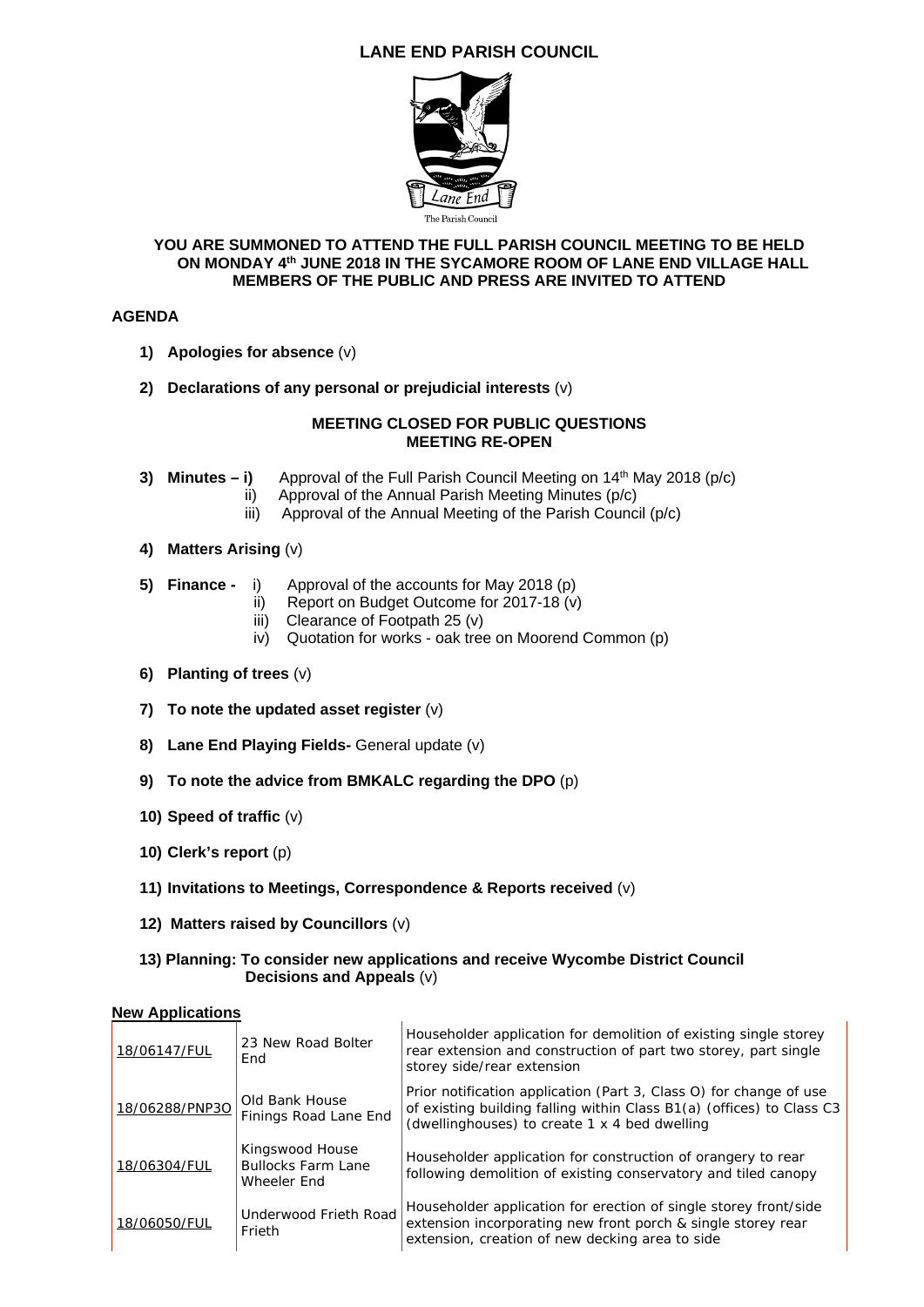# LANE END PARISH COUNCIL

The Parish Council

**YOU ARE SUMMONED TO ATTEND THE FULL PARISH COUNCIL MEETING TO BE HELD ON MONDAY 4th JUNE 2018 IN THE SYCAMORE ROOM OF LANE END VILLAGE HALL MEMBERS OF THE PUBLIC AND PRESS ARE INVITED TO ATTEND**

## AGENDA

1) **Apologies for absence** (v)

2) **Declarations of any personal or prejudicial interests** (v)

**MEETING CLOSED FOR PUBLIC QUESTIONS**
**MEETING RE-OPEN**

3) **Minutes – i)** Approval of the Full Parish Council Meeting on 14th May 2018 (p/c)
   ii) Approval of the Annual Parish Meeting Minutes (p/c)
   iii) Approval of the Annual Meeting of the Parish Council (p/c)

4) **Matters Arising** (v)

5) **Finance -** i) Approval of the accounts for May 2018 (p)
   ii) Report on Budget Outcome for 2017-18 (v)
   iii) Clearance of Footpath 25 (v)
   iv) Quotation for works - oak tree on Moorend Common (p)

6) **Planting of trees** (v)

7) **To note the updated asset register** (v)

8) **Lane End Playing Fields-** General update (v)

9) **To note the advice from BMKALC regarding the DPO** (p)

10) **Speed of traffic** (v)

10) **Clerk's report** (p)

11) **Invitations to Meetings, Correspondence & Reports received** (v)

12) **Matters raised by Councillors** (v)

13) **Planning: To consider new applications and receive Wycombe District Council Decisions and Appeals** (v)

**New Applications**

| | | |
|---|---|---|
| 18/06147/FUL | 23 New Road Bolter End | Householder application for demolition of existing single storey rear extension and construction of part two storey, part single storey side/rear extension |
| 18/06288/PNP3O | Old Bank House Finings Road Lane End | Prior notification application (Part 3, Class O) for change of use of existing building falling within Class B1(a) (offices) to Class C3 (dwellinghouses) to create 1 x 4 bed dwelling |
| 18/06304/FUL | Kingswood House Bullocks Farm Lane Wheeler End | Householder application for construction of orangery to rear following demolition of existing conservatory and tiled canopy |
| 18/06050/FUL | Underwood Frieth Road Frieth | Householder application for erection of single storey front/side extension incorporating new front porch & single storey rear extension, creation of new decking area to side |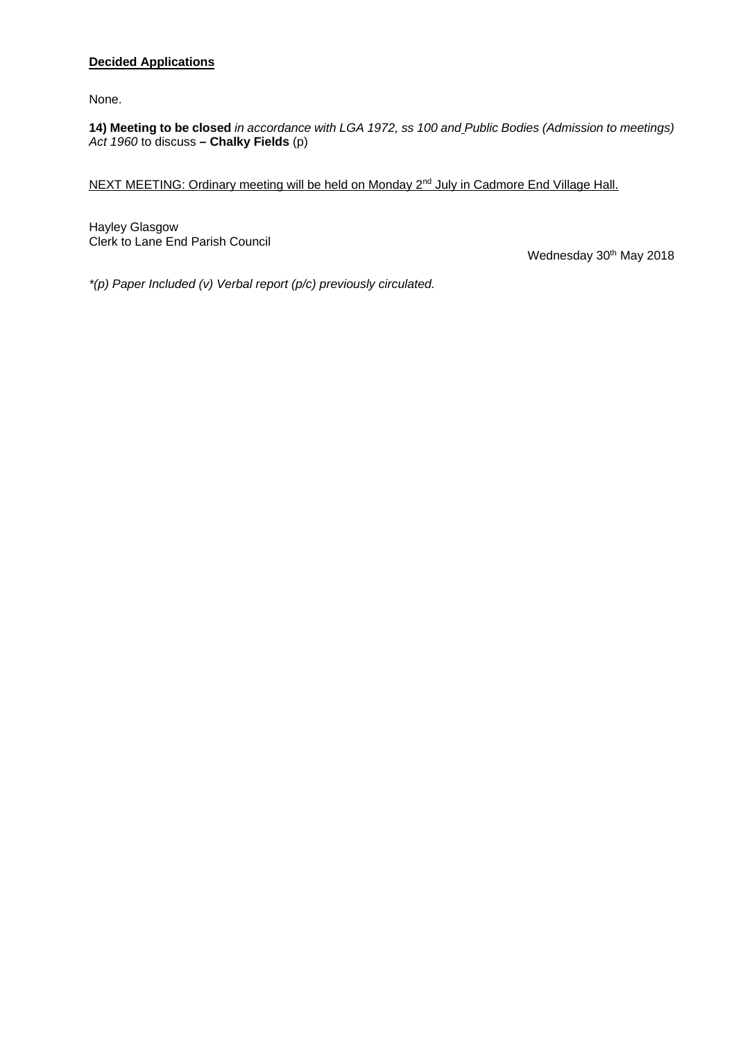**Decided Applications**

None.

**14) Meeting to be closed** *in accordance with LGA 1972, ss 100 and Public Bodies (Admission to meetings) Act 1960* to discuss **– Chalky Fields** (p)

NEXT MEETING: Ordinary meeting will be held on Monday 2nd July in Cadmore End Village Hall.

Hayley Glasgow
Clerk to Lane End Parish Council

Wednesday 30th May 2018

*\*(p) Paper Included (v) Verbal report (p/c) previously circulated.*